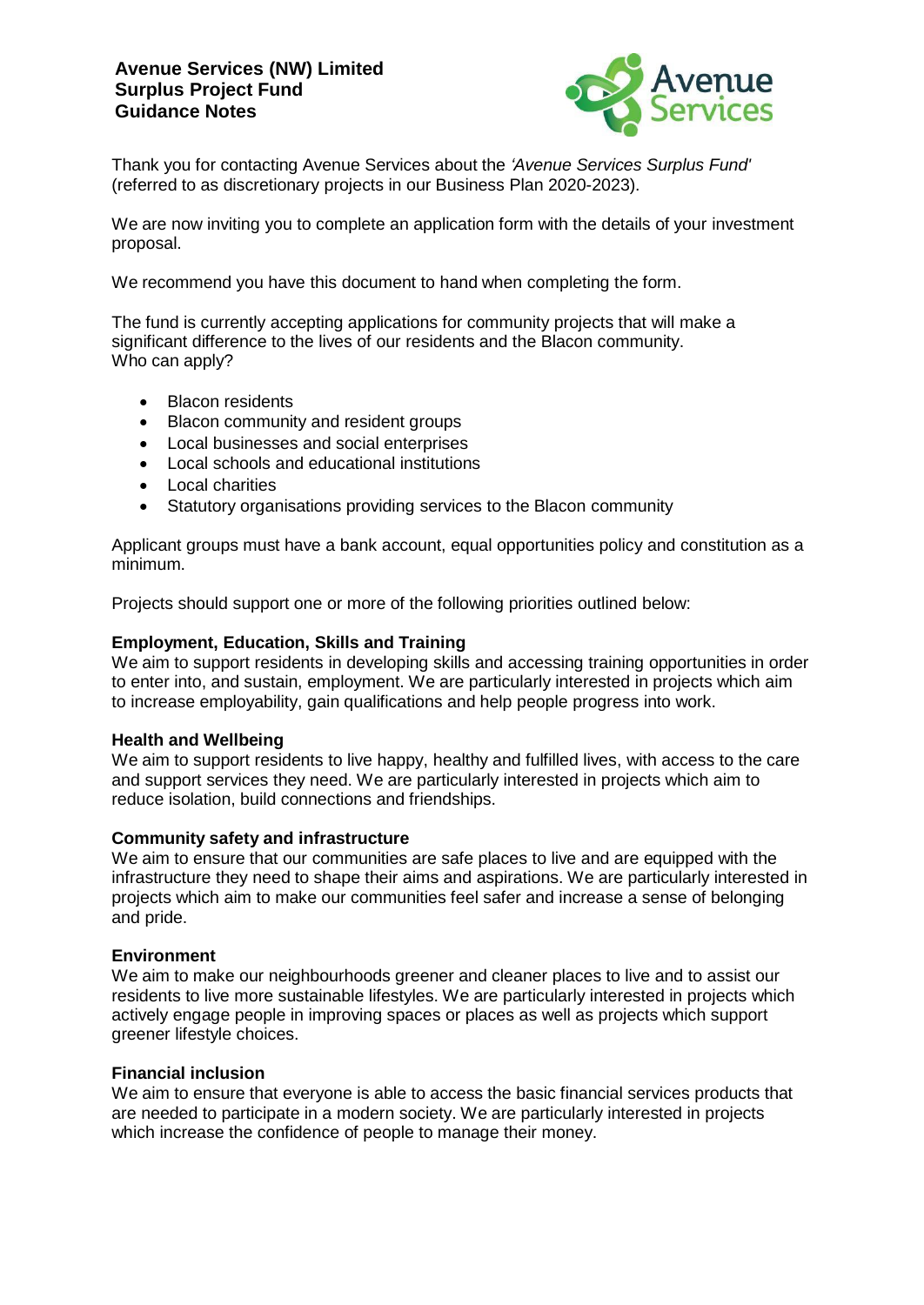# Avenue Services (NW) Limited
# Surplus Project Fund
# Guidance Notes

Thank you for contacting Avenue Services about the *'Avenue Services Surplus Fund'* (referred to as discretionary projects in our Business Plan 2020-2023).

We are now inviting you to complete an application form with the details of your investment proposal.

We recommend you have this document to hand when completing the form.

The fund is currently accepting applications for community projects that will make a significant difference to the lives of our residents and the Blacon community.
Who can apply?

- Blacon residents
- Blacon community and resident groups
- Local businesses and social enterprises
- Local schools and educational institutions
- Local charities
- Statutory organisations providing services to the Blacon community

Applicant groups must have a bank account, equal opportunities policy and constitution as a minimum.

Projects should support one or more of the following priorities outlined below:

**Employment, Education, Skills and Training**
We aim to support residents in developing skills and accessing training opportunities in order to enter into, and sustain, employment. We are particularly interested in projects which aim to increase employability, gain qualifications and help people progress into work.

**Health and Wellbeing**
We aim to support residents to live happy, healthy and fulfilled lives, with access to the care and support services they need. We are particularly interested in projects which aim to reduce isolation, build connections and friendships.

**Community safety and infrastructure**
We aim to ensure that our communities are safe places to live and are equipped with the infrastructure they need to shape their aims and aspirations. We are particularly interested in projects which aim to make our communities feel safer and increase a sense of belonging and pride.

**Environment**
We aim to make our neighbourhoods greener and cleaner places to live and to assist our residents to live more sustainable lifestyles. We are particularly interested in projects which actively engage people in improving spaces or places as well as projects which support greener lifestyle choices.

**Financial inclusion**
We aim to ensure that everyone is able to access the basic financial services products that are needed to participate in a modern society. We are particularly interested in projects which increase the confidence of people to manage their money.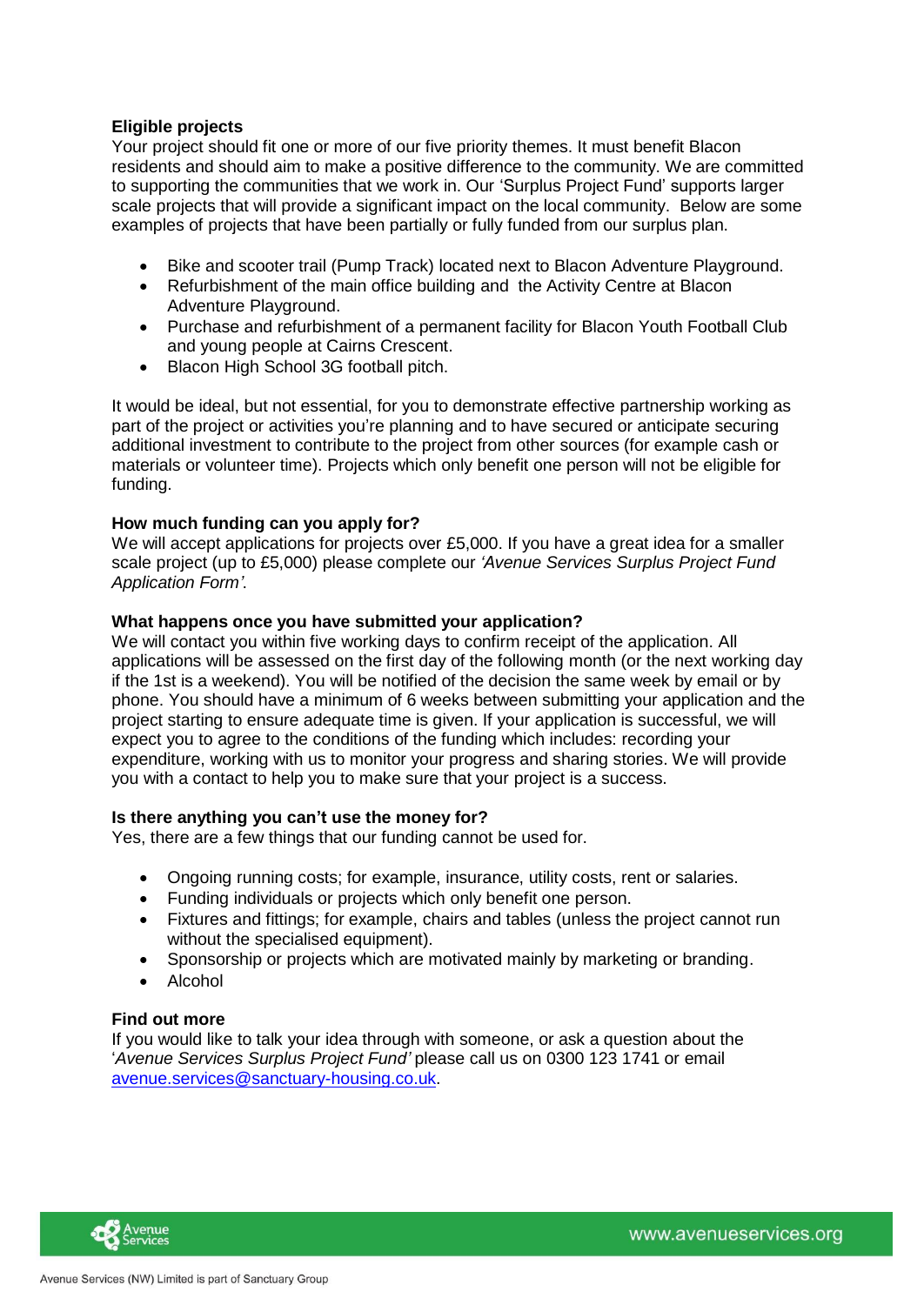**Eligible projects**

Your project should fit one or more of our five priority themes. It must benefit Blacon residents and should aim to make a positive difference to the community. We are committed to supporting the communities that we work in. Our 'Surplus Project Fund' supports larger scale projects that will provide a significant impact on the local community. Below are some examples of projects that have been partially or fully funded from our surplus plan.

- Bike and scooter trail (Pump Track) located next to Blacon Adventure Playground.
- Refurbishment of the main office building and the Activity Centre at Blacon Adventure Playground.
- Purchase and refurbishment of a permanent facility for Blacon Youth Football Club and young people at Cairns Crescent.
- Blacon High School 3G football pitch.

It would be ideal, but not essential, for you to demonstrate effective partnership working as part of the project or activities you're planning and to have secured or anticipate securing additional investment to contribute to the project from other sources (for example cash or materials or volunteer time). Projects which only benefit one person will not be eligible for funding.

**How much funding can you apply for?**

We will accept applications for projects over £5,000. If you have a great idea for a smaller scale project (up to £5,000) please complete our *'Avenue Services Surplus Project Fund Application Form'*.

**What happens once you have submitted your application?**

We will contact you within five working days to confirm receipt of the application. All applications will be assessed on the first day of the following month (or the next working day if the 1st is a weekend). You will be notified of the decision the same week by email or by phone. You should have a minimum of 6 weeks between submitting your application and the project starting to ensure adequate time is given. If your application is successful, we will expect you to agree to the conditions of the funding which includes: recording your expenditure, working with us to monitor your progress and sharing stories. We will provide you with a contact to help you to make sure that your project is a success.

**Is there anything you can't use the money for?**

Yes, there are a few things that our funding cannot be used for.

- Ongoing running costs; for example, insurance, utility costs, rent or salaries.
- Funding individuals or projects which only benefit one person.
- Fixtures and fittings; for example, chairs and tables (unless the project cannot run without the specialised equipment).
- Sponsorship or projects which are motivated mainly by marketing or branding.
- Alcohol

**Find out more**

If you would like to talk your idea through with someone, or ask a question about the '*Avenue Services Surplus Project Fund'* please call us on 0300 123 1741 or email avenue.services@sanctuary-housing.co.uk.

Avenue Services (NW) Limited is part of Sanctuary Group